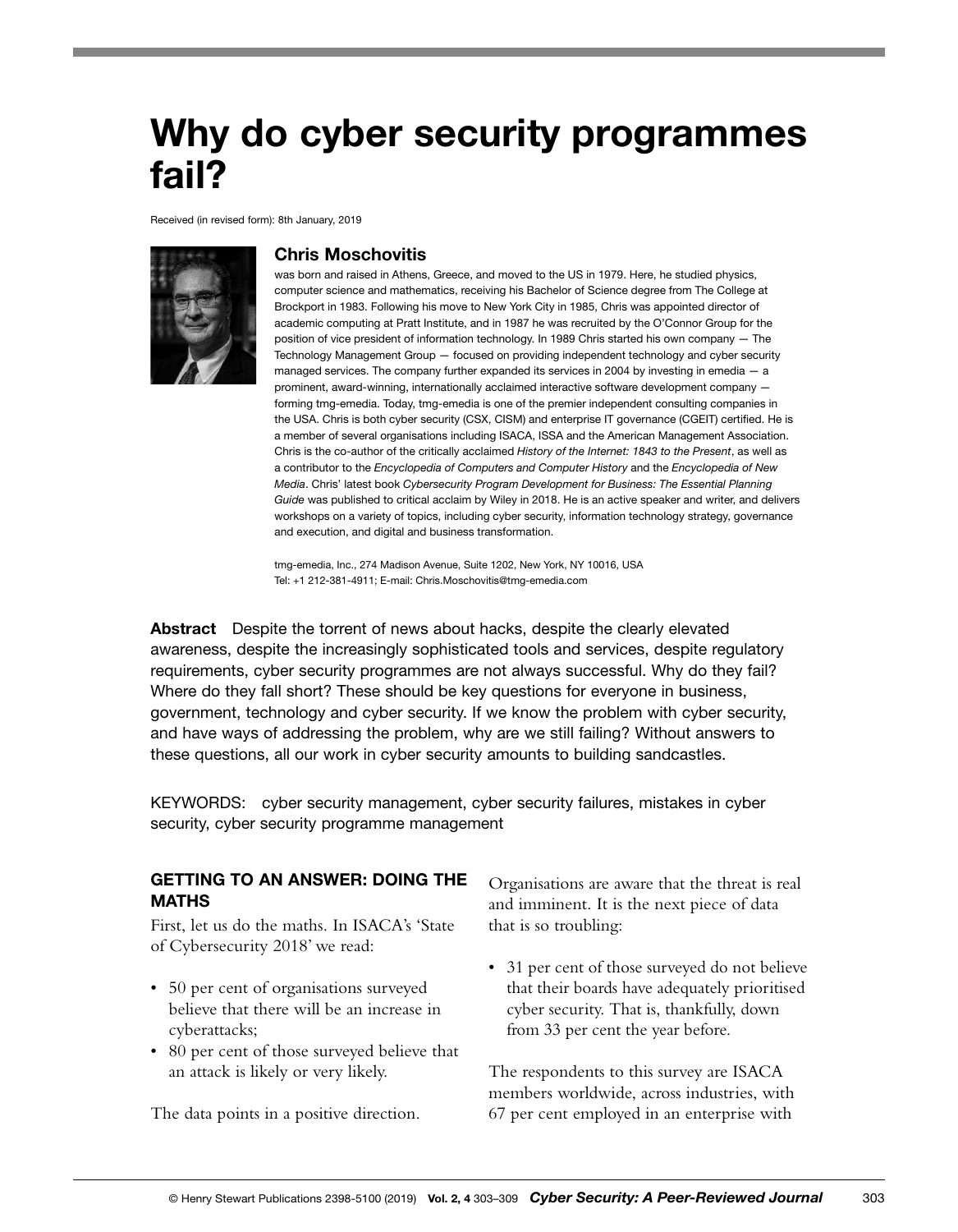# Why do cyber security programmes fail?

Received (in revised form): 8th January, 2019

### Chris Moschovitis

was born and raised in Athens, Greece, and moved to the US in 1979. Here, he studied physics, computer science and mathematics, receiving his Bachelor of Science degree from The College at Brockport in 1983. Following his move to New York City in 1985, Chris was appointed director of academic computing at Pratt Institute, and in 1987 he was recruited by the O'Connor Group for the position of vice president of information technology. In 1989 Chris started his own company — The Technology Management Group — focused on providing independent technology and cyber security managed services. The company further expanded its services in 2004 by investing in emedia — a prominent, award-winning, internationally acclaimed interactive software development company — forming tmg-emedia. Today, tmg-emedia is one of the premier independent consulting companies in the USA. Chris is both cyber security (CSX, CISM) and enterprise IT governance (CGEIT) certified. He is a member of several organisations including ISACA, ISSA and the American Management Association. Chris is the co-author of the critically acclaimed *History of the Internet: 1843 to the Present*, as well as a contributor to the *Encyclopedia of Computers and Computer History* and the *Encyclopedia of New Media*. Chris' latest book *Cybersecurity Program Development for Business: The Essential Planning Guide* was published to critical acclaim by Wiley in 2018. He is an active speaker and writer, and delivers workshops on a variety of topics, including cyber security, information technology strategy, governance and execution, and digital and business transformation.

tmg-emedia, Inc., 274 Madison Avenue, Suite 1202, New York, NY 10016, USA
Tel: +1 212-381-4911; E-mail: Chris.Moschovitis@tmg-emedia.com

**Abstract** Despite the torrent of news about hacks, despite the clearly elevated awareness, despite the increasingly sophisticated tools and services, despite regulatory requirements, cyber security programmes are not always successful. Why do they fail? Where do they fall short? These should be key questions for everyone in business, government, technology and cyber security. If we know the problem with cyber security, and have ways of addressing the problem, why are we still failing? Without answers to these questions, all our work in cyber security amounts to building sandcastles.

KEYWORDS: cyber security management, cyber security failures, mistakes in cyber security, cyber security programme management

## GETTING TO AN ANSWER: DOING THE MATHS

First, let us do the maths. In ISACA's 'State of Cybersecurity 2018' we read:

- 50 per cent of organisations surveyed believe that there will be an increase in cyberattacks;
- 80 per cent of those surveyed believe that an attack is likely or very likely.

The data points in a positive direction. Organisations are aware that the threat is real and imminent. It is the next piece of data that is so troubling:

- 31 per cent of those surveyed do not believe that their boards have adequately prioritised cyber security. That is, thankfully, down from 33 per cent the year before.

The respondents to this survey are ISACA members worldwide, across industries, with 67 per cent employed in an enterprise with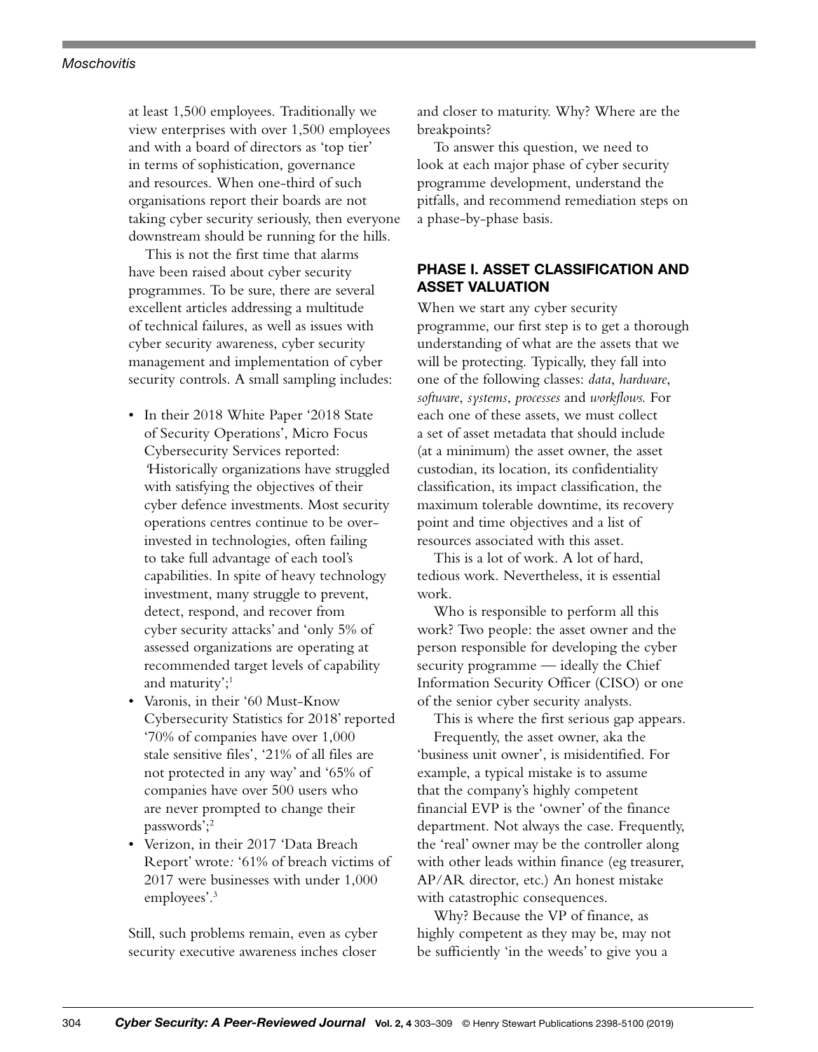at least 1,500 employees. Traditionally we view enterprises with over 1,500 employees and with a board of directors as 'top tier' in terms of sophistication, governance and resources. When one-third of such organisations report their boards are not taking cyber security seriously, then everyone downstream should be running for the hills.

This is not the first time that alarms have been raised about cyber security programmes. To be sure, there are several excellent articles addressing a multitude of technical failures, as well as issues with cyber security awareness, cyber security management and implementation of cyber security controls. A small sampling includes:

- In their 2018 White Paper '2018 State of Security Operations', Micro Focus Cybersecurity Services reported: 'Historically organizations have struggled with satisfying the objectives of their cyber defence investments. Most security operations centres continue to be over-invested in technologies, often failing to take full advantage of each tool's capabilities. In spite of heavy technology investment, many struggle to prevent, detect, respond, and recover from cyber security attacks' and 'only 5% of assessed organizations are operating at recommended target levels of capability and maturity';[1]
- Varonis, in their '60 Must-Know Cybersecurity Statistics for 2018' reported '70% of companies have over 1,000 stale sensitive files', '21% of all files are not protected in any way' and '65% of companies have over 500 users who are never prompted to change their passwords';[2]
- Verizon, in their 2017 'Data Breach Report' wrote: '61% of breach victims of 2017 were businesses with under 1,000 employees'.[3]

Still, such problems remain, even as cyber security executive awareness inches closer and closer to maturity. Why? Where are the breakpoints?

To answer this question, we need to look at each major phase of cyber security programme development, understand the pitfalls, and recommend remediation steps on a phase-by-phase basis.

## PHASE I. ASSET CLASSIFICATION AND ASSET VALUATION

When we start any cyber security programme, our first step is to get a thorough understanding of what are the assets that we will be protecting. Typically, they fall into one of the following classes: *data*, *hardware*, *software*, *systems*, *processes* and *workflows.* For each one of these assets, we must collect a set of asset metadata that should include (at a minimum) the asset owner, the asset custodian, its location, its confidentiality classification, its impact classification, the maximum tolerable downtime, its recovery point and time objectives and a list of resources associated with this asset.

This is a lot of work. A lot of hard, tedious work. Nevertheless, it is essential work.

Who is responsible to perform all this work? Two people: the asset owner and the person responsible for developing the cyber security programme — ideally the Chief Information Security Officer (CISO) or one of the senior cyber security analysts.

This is where the first serious gap appears.

Frequently, the asset owner, aka the 'business unit owner', is misidentified. For example, a typical mistake is to assume that the company's highly competent financial EVP is the 'owner' of the finance department. Not always the case. Frequently, the 'real' owner may be the controller along with other leads within finance (eg treasurer, AP/AR director, etc.) An honest mistake with catastrophic consequences.

Why? Because the VP of finance, as highly competent as they may be, may not be sufficiently 'in the weeds' to give you a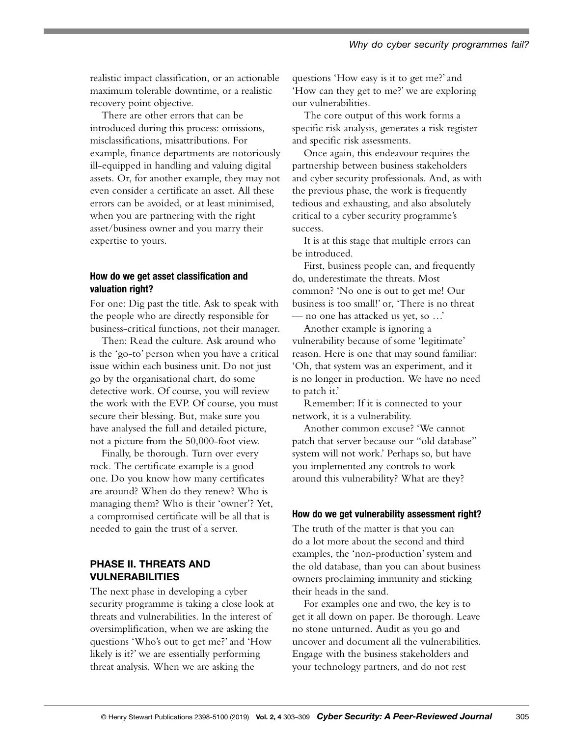realistic impact classification, or an actionable maximum tolerable downtime, or a realistic recovery point objective.

There are other errors that can be introduced during this process: omissions, misclassifications, misattributions. For example, finance departments are notoriously ill-equipped in handling and valuing digital assets. Or, for another example, they may not even consider a certificate an asset. All these errors can be avoided, or at least minimised, when you are partnering with the right asset/business owner and you marry their expertise to yours.

### How do we get asset classification and valuation right?

For one: Dig past the title. Ask to speak with the people who are directly responsible for business-critical functions, not their manager.

Then: Read the culture. Ask around who is the 'go-to' person when you have a critical issue within each business unit. Do not just go by the organisational chart, do some detective work. Of course, you will review the work with the EVP. Of course, you must secure their blessing. But, make sure you have analysed the full and detailed picture, not a picture from the 50,000-foot view.

Finally, be thorough. Turn over every rock. The certificate example is a good one. Do you know how many certificates are around? When do they renew? Who is managing them? Who is their 'owner'? Yet, a compromised certificate will be all that is needed to gain the trust of a server.

## PHASE II. THREATS AND VULNERABILITIES

The next phase in developing a cyber security programme is taking a close look at threats and vulnerabilities. In the interest of oversimplification, when we are asking the questions 'Who's out to get me?' and 'How likely is it?' we are essentially performing threat analysis. When we are asking the questions 'How easy is it to get me?' and 'How can they get to me?' we are exploring our vulnerabilities.

The core output of this work forms a specific risk analysis, generates a risk register and specific risk assessments.

Once again, this endeavour requires the partnership between business stakeholders and cyber security professionals. And, as with the previous phase, the work is frequently tedious and exhausting, and also absolutely critical to a cyber security programme's success.

It is at this stage that multiple errors can be introduced.

First, business people can, and frequently do, underestimate the threats. Most common? 'No one is out to get me! Our business is too small!' or, 'There is no threat — no one has attacked us yet, so …'

Another example is ignoring a vulnerability because of some 'legitimate' reason. Here is one that may sound familiar: 'Oh, that system was an experiment, and it is no longer in production. We have no need to patch it.'

Remember: If it is connected to your network, it is a vulnerability.

Another common excuse? 'We cannot patch that server because our "old database" system will not work.' Perhaps so, but have you implemented any controls to work around this vulnerability? What are they?

### How do we get vulnerability assessment right?

The truth of the matter is that you can do a lot more about the second and third examples, the 'non-production' system and the old database, than you can about business owners proclaiming immunity and sticking their heads in the sand.

For examples one and two, the key is to get it all down on paper. Be thorough. Leave no stone unturned. Audit as you go and uncover and document all the vulnerabilities. Engage with the business stakeholders and your technology partners, and do not rest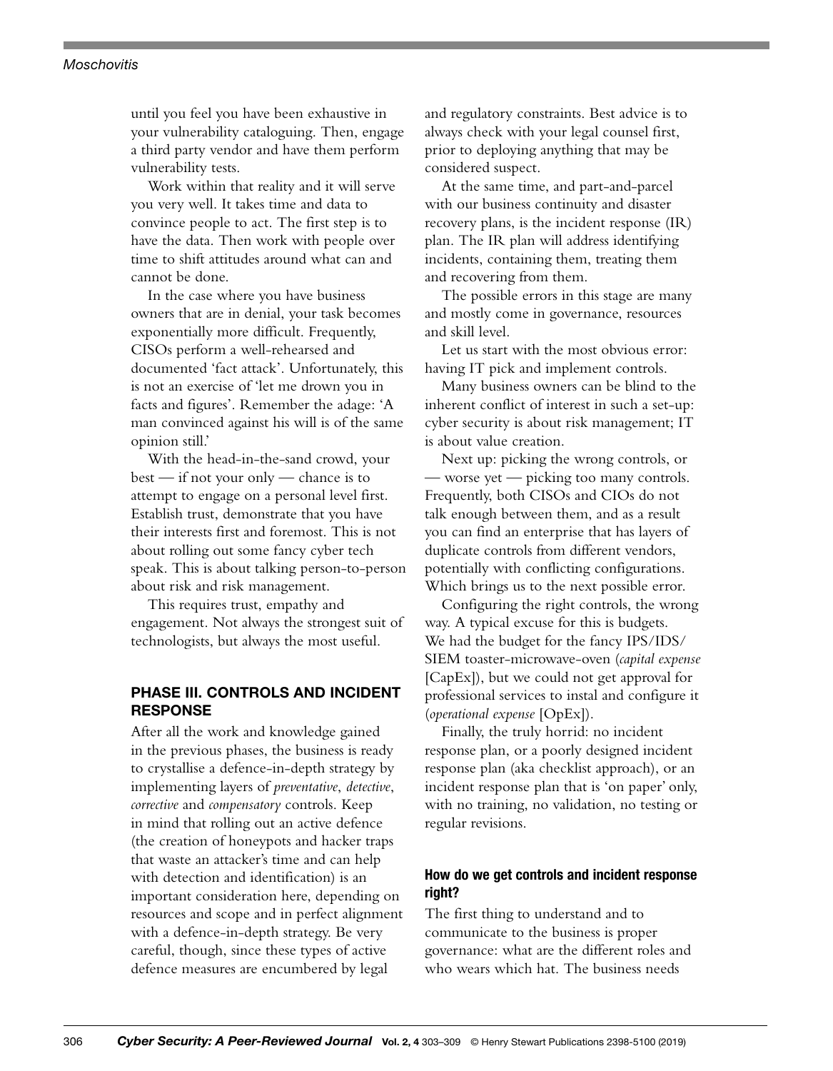until you feel you have been exhaustive in your vulnerability cataloguing. Then, engage a third party vendor and have them perform vulnerability tests.

Work within that reality and it will serve you very well. It takes time and data to convince people to act. The first step is to have the data. Then work with people over time to shift attitudes around what can and cannot be done.

In the case where you have business owners that are in denial, your task becomes exponentially more difficult. Frequently, CISOs perform a well-rehearsed and documented 'fact attack'. Unfortunately, this is not an exercise of 'let me drown you in facts and figures'. Remember the adage: 'A man convinced against his will is of the same opinion still.'

With the head-in-the-sand crowd, your best — if not your only — chance is to attempt to engage on a personal level first. Establish trust, demonstrate that you have their interests first and foremost. This is not about rolling out some fancy cyber tech speak. This is about talking person-to-person about risk and risk management.

This requires trust, empathy and engagement. Not always the strongest suit of technologists, but always the most useful.

## PHASE III. CONTROLS AND INCIDENT RESPONSE

After all the work and knowledge gained in the previous phases, the business is ready to crystallise a defence-in-depth strategy by implementing layers of *preventative*, *detective*, *corrective* and *compensatory* controls. Keep in mind that rolling out an active defence (the creation of honeypots and hacker traps that waste an attacker's time and can help with detection and identification) is an important consideration here, depending on resources and scope and in perfect alignment with a defence-in-depth strategy. Be very careful, though, since these types of active defence measures are encumbered by legal and regulatory constraints. Best advice is to always check with your legal counsel first, prior to deploying anything that may be considered suspect.

At the same time, and part-and-parcel with our business continuity and disaster recovery plans, is the incident response (IR) plan. The IR plan will address identifying incidents, containing them, treating them and recovering from them.

The possible errors in this stage are many and mostly come in governance, resources and skill level.

Let us start with the most obvious error: having IT pick and implement controls.

Many business owners can be blind to the inherent conflict of interest in such a set-up: cyber security is about risk management; IT is about value creation.

Next up: picking the wrong controls, or — worse yet — picking too many controls. Frequently, both CISOs and CIOs do not talk enough between them, and as a result you can find an enterprise that has layers of duplicate controls from different vendors, potentially with conflicting configurations. Which brings us to the next possible error.

Configuring the right controls, the wrong way. A typical excuse for this is budgets. We had the budget for the fancy IPS/IDS/SIEM toaster-microwave-oven (*capital expense* [CapEx]), but we could not get approval for professional services to instal and configure it (*operational expense* [OpEx]).

Finally, the truly horrid: no incident response plan, or a poorly designed incident response plan (aka checklist approach), or an incident response plan that is 'on paper' only, with no training, no validation, no testing or regular revisions.

### How do we get controls and incident response right?

The first thing to understand and to communicate to the business is proper governance: what are the different roles and who wears which hat. The business needs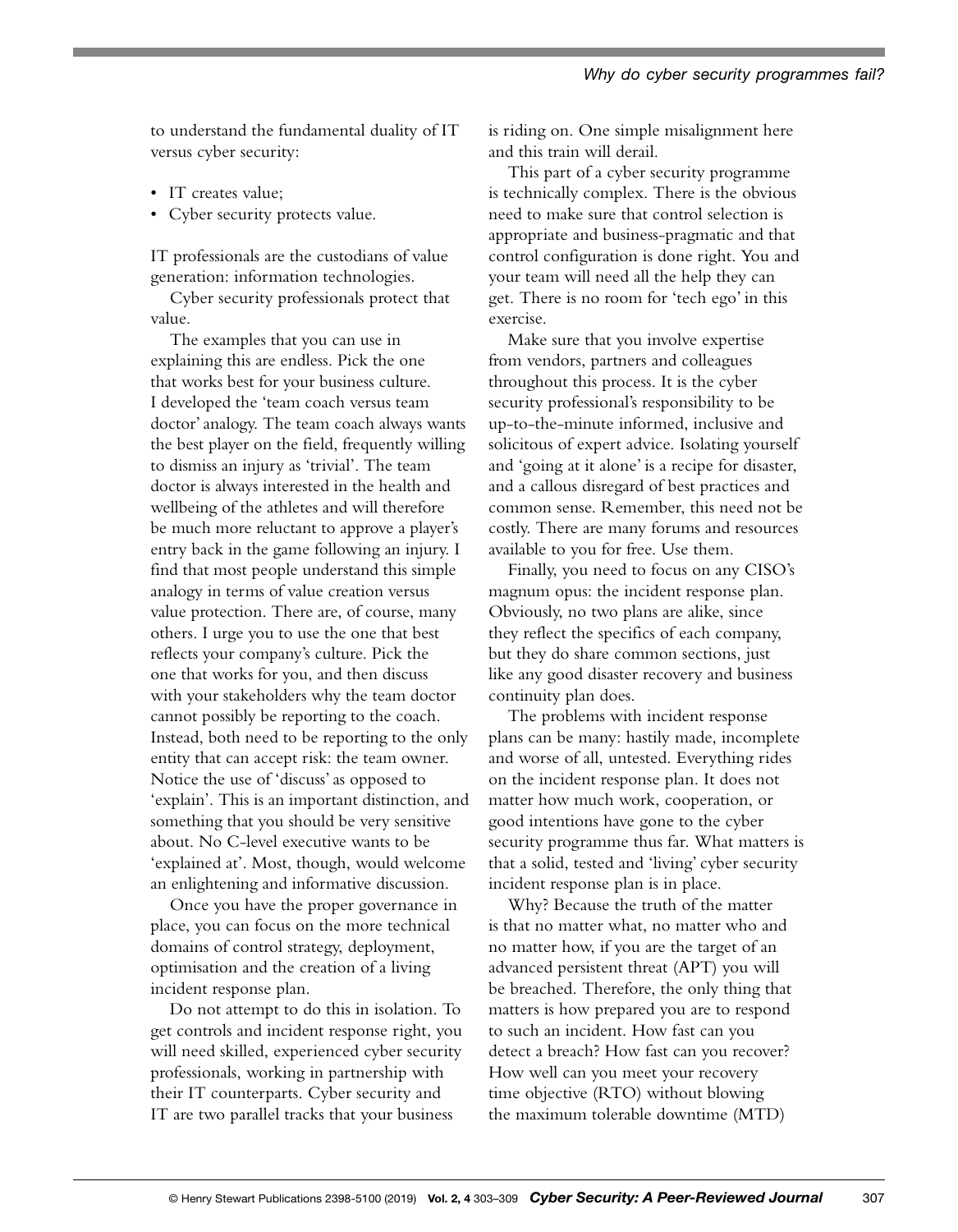to understand the fundamental duality of IT versus cyber security:

- IT creates value;
- Cyber security protects value.

IT professionals are the custodians of value generation: information technologies.

Cyber security professionals protect that value.

The examples that you can use in explaining this are endless. Pick the one that works best for your business culture. I developed the 'team coach versus team doctor' analogy. The team coach always wants the best player on the field, frequently willing to dismiss an injury as 'trivial'. The team doctor is always interested in the health and wellbeing of the athletes and will therefore be much more reluctant to approve a player's entry back in the game following an injury. I find that most people understand this simple analogy in terms of value creation versus value protection. There are, of course, many others. I urge you to use the one that best reflects your company's culture. Pick the one that works for you, and then discuss with your stakeholders why the team doctor cannot possibly be reporting to the coach. Instead, both need to be reporting to the only entity that can accept risk: the team owner. Notice the use of 'discuss' as opposed to 'explain'. This is an important distinction, and something that you should be very sensitive about. No C-level executive wants to be 'explained at'. Most, though, would welcome an enlightening and informative discussion.

Once you have the proper governance in place, you can focus on the more technical domains of control strategy, deployment, optimisation and the creation of a living incident response plan.

Do not attempt to do this in isolation. To get controls and incident response right, you will need skilled, experienced cyber security professionals, working in partnership with their IT counterparts. Cyber security and IT are two parallel tracks that your business is riding on. One simple misalignment here and this train will derail.

This part of a cyber security programme is technically complex. There is the obvious need to make sure that control selection is appropriate and business-pragmatic and that control configuration is done right. You and your team will need all the help they can get. There is no room for 'tech ego' in this exercise.

Make sure that you involve expertise from vendors, partners and colleagues throughout this process. It is the cyber security professional's responsibility to be up-to-the-minute informed, inclusive and solicitous of expert advice. Isolating yourself and 'going at it alone' is a recipe for disaster, and a callous disregard of best practices and common sense. Remember, this need not be costly. There are many forums and resources available to you for free. Use them.

Finally, you need to focus on any CISO's magnum opus: the incident response plan. Obviously, no two plans are alike, since they reflect the specifics of each company, but they do share common sections, just like any good disaster recovery and business continuity plan does.

The problems with incident response plans can be many: hastily made, incomplete and worse of all, untested. Everything rides on the incident response plan. It does not matter how much work, cooperation, or good intentions have gone to the cyber security programme thus far. What matters is that a solid, tested and 'living' cyber security incident response plan is in place.

Why? Because the truth of the matter is that no matter what, no matter who and no matter how, if you are the target of an advanced persistent threat (APT) you will be breached. Therefore, the only thing that matters is how prepared you are to respond to such an incident. How fast can you detect a breach? How fast can you recover? How well can you meet your recovery time objective (RTO) without blowing the maximum tolerable downtime (MTD)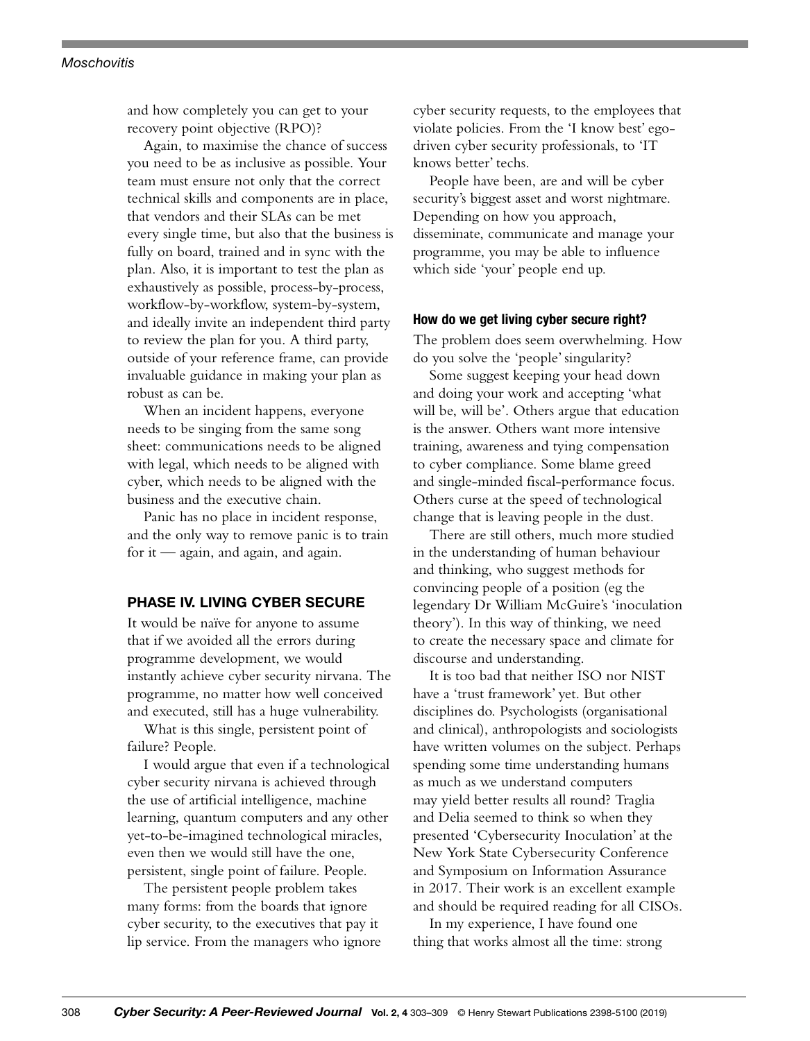and how completely you can get to your recovery point objective (RPO)?

Again, to maximise the chance of success you need to be as inclusive as possible. Your team must ensure not only that the correct technical skills and components are in place, that vendors and their SLAs can be met every single time, but also that the business is fully on board, trained and in sync with the plan. Also, it is important to test the plan as exhaustively as possible, process-by-process, workflow-by-workflow, system-by-system, and ideally invite an independent third party to review the plan for you. A third party, outside of your reference frame, can provide invaluable guidance in making your plan as robust as can be.

When an incident happens, everyone needs to be singing from the same song sheet: communications needs to be aligned with legal, which needs to be aligned with cyber, which needs to be aligned with the business and the executive chain.

Panic has no place in incident response, and the only way to remove panic is to train for it — again, and again, and again.

## PHASE IV. LIVING CYBER SECURE

It would be naïve for anyone to assume that if we avoided all the errors during programme development, we would instantly achieve cyber security nirvana. The programme, no matter how well conceived and executed, still has a huge vulnerability.

What is this single, persistent point of failure? People.

I would argue that even if a technological cyber security nirvana is achieved through the use of artificial intelligence, machine learning, quantum computers and any other yet-to-be-imagined technological miracles, even then we would still have the one, persistent, single point of failure. People.

The persistent people problem takes many forms: from the boards that ignore cyber security, to the executives that pay it lip service. From the managers who ignore cyber security requests, to the employees that violate policies. From the 'I know best' ego-driven cyber security professionals, to 'IT knows better' techs.

People have been, are and will be cyber security's biggest asset and worst nightmare. Depending on how you approach, disseminate, communicate and manage your programme, you may be able to influence which side 'your' people end up.

### How do we get living cyber secure right?

The problem does seem overwhelming. How do you solve the 'people' singularity?

Some suggest keeping your head down and doing your work and accepting 'what will be, will be'. Others argue that education is the answer. Others want more intensive training, awareness and tying compensation to cyber compliance. Some blame greed and single-minded fiscal-performance focus. Others curse at the speed of technological change that is leaving people in the dust.

There are still others, much more studied in the understanding of human behaviour and thinking, who suggest methods for convincing people of a position (eg the legendary Dr William McGuire's 'inoculation theory'). In this way of thinking, we need to create the necessary space and climate for discourse and understanding.

It is too bad that neither ISO nor NIST have a 'trust framework' yet. But other disciplines do. Psychologists (organisational and clinical), anthropologists and sociologists have written volumes on the subject. Perhaps spending some time understanding humans as much as we understand computers may yield better results all round? Traglia and Delia seemed to think so when they presented 'Cybersecurity Inoculation' at the New York State Cybersecurity Conference and Symposium on Information Assurance in 2017. Their work is an excellent example and should be required reading for all CISOs.

In my experience, I have found one thing that works almost all the time: strong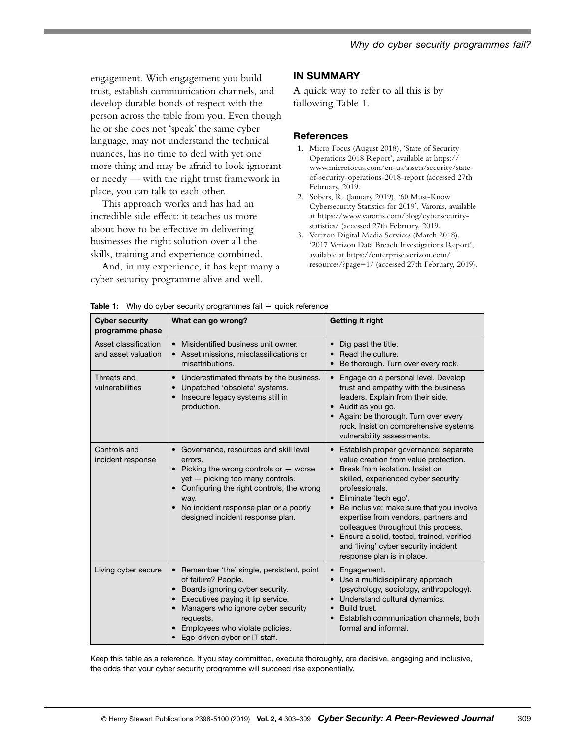engagement. With engagement you build trust, establish communication channels, and develop durable bonds of respect with the person across the table from you. Even though he or she does not 'speak' the same cyber language, may not understand the technical nuances, has no time to deal with yet one more thing and may be afraid to look ignorant or needy — with the right trust framework in place, you can talk to each other.

This approach works and has had an incredible side effect: it teaches us more about how to be effective in delivering businesses the right solution over all the skills, training and experience combined.

And, in my experience, it has kept many a cyber security programme alive and well.

## IN SUMMARY

A quick way to refer to all this is by following Table 1.

## References

1. Micro Focus (August 2018), 'State of Security Operations 2018 Report', available at https://www.microfocus.com/en-us/assets/security/state-of-security-operations-2018-report (accessed 27th February, 2019.
2. Sobers, R. (January 2019), '60 Must-Know Cybersecurity Statistics for 2019', Varonis, available at https://www.varonis.com/blog/cybersecurity-statistics/ (accessed 27th February, 2019.
3. Verizon Digital Media Services (March 2018), '2017 Verizon Data Breach Investigations Report', available at https://enterprise.verizon.com/resources/?page=1/ (accessed 27th February, 2019).

**Table 1:** Why do cyber security programmes fail — quick reference

| Cyber security programme phase | What can go wrong? | Getting it right |
|---|---|---|
| Asset classification and asset valuation | • Misidentified business unit owner.<br>• Asset missions, misclassifications or misattributions. | • Dig past the title.<br>• Read the culture.<br>• Be thorough. Turn over every rock. |
| Threats and vulnerabilities | • Underestimated threats by the business.<br>• Unpatched 'obsolete' systems.<br>• Insecure legacy systems still in production. | • Engage on a personal level. Develop trust and empathy with the business leaders. Explain from their side.<br>• Audit as you go.<br>• Again: be thorough. Turn over every rock. Insist on comprehensive systems vulnerability assessments. |
| Controls and incident response | • Governance, resources and skill level errors.<br>• Picking the wrong controls or — worse yet — picking too many controls.<br>• Configuring the right controls, the wrong way.<br>• No incident response plan or a poorly designed incident response plan. | • Establish proper governance: separate value creation from value protection.<br>• Break from isolation. Insist on skilled, experienced cyber security professionals.<br>• Eliminate 'tech ego'.<br>• Be inclusive: make sure that you involve expertise from vendors, partners and colleagues throughout this process.<br>• Ensure a solid, tested, trained, verified and 'living' cyber security incident response plan is in place. |
| Living cyber secure | • Remember 'the' single, persistent, point of failure? People.<br>• Boards ignoring cyber security.<br>• Executives paying it lip service.<br>• Managers who ignore cyber security requests.<br>• Employees who violate policies.<br>• Ego-driven cyber or IT staff. | • Engagement.<br>• Use a multidisciplinary approach (psychology, sociology, anthropology).<br>• Understand cultural dynamics.<br>• Build trust.<br>• Establish communication channels, both formal and informal. |

Keep this table as a reference. If you stay committed, execute thoroughly, are decisive, engaging and inclusive, the odds that your cyber security programme will succeed rise exponentially.